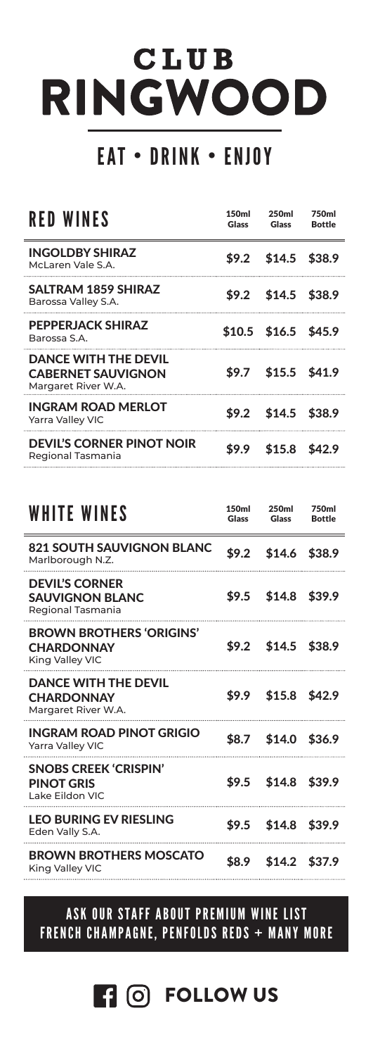# CLUB RINGWOOD

## EAT • DRINK • ENJOY

| RED WINES | 150ml Glass | 250ml Glass | 750ml Bottle |
|---|---|---|---|
| **INGOLDBY SHIRAZ** McLaren Vale S.A. | $9.2 | $14.5 | $38.9 |
| **SALTRAM 1859 SHIRAZ** Barossa Valley S.A. | $9.2 | $14.5 | $38.9 |
| **PEPPERJACK SHIRAZ** Barossa S.A. | $10.5 | $16.5 | $45.9 |
| **DANCE WITH THE DEVIL CABERNET SAUVIGNON** Margaret River W.A. | $9.7 | $15.5 | $41.9 |
| **INGRAM ROAD MERLOT** Yarra Valley VIC | $9.2 | $14.5 | $38.9 |
| **DEVIL'S CORNER PINOT NOIR** Regional Tasmania | $9.9 | $15.8 | $42.9 |

| WHITE WINES | 150ml Glass | 250ml Glass | 750ml Bottle |
|---|---|---|---|
| **821 SOUTH SAUVIGNON BLANC** Marlborough N.Z. | $9.2 | $14.6 | $38.9 |
| **DEVIL'S CORNER SAUVIGNON BLANC** Regional Tasmania | $9.5 | $14.8 | $39.9 |
| **BROWN BROTHERS 'ORIGINS' CHARDONNAY** King Valley VIC | $9.2 | $14.5 | $38.9 |
| **DANCE WITH THE DEVIL CHARDONNAY** Margaret River W.A. | $9.9 | $15.8 | $42.9 |
| **INGRAM ROAD PINOT GRIGIO** Yarra Valley VIC | $8.7 | $14.0 | $36.9 |
| **SNOBS CREEK 'CRISPIN' PINOT GRIS** Lake Eildon VIC | $9.5 | $14.8 | $39.9 |
| **LEO BURING EV RIESLING** Eden Vally S.A. | $9.5 | $14.8 | $39.9 |
| **BROWN BROTHERS MOSCATO** King Valley VIC | $8.9 | $14.2 | $37.9 |

**ASK OUR STAFF ABOUT PREMIUM WINE LIST**
**FRENCH CHAMPAGNE, PENFOLDS REDS + MANY MORE**

**FOLLOW US**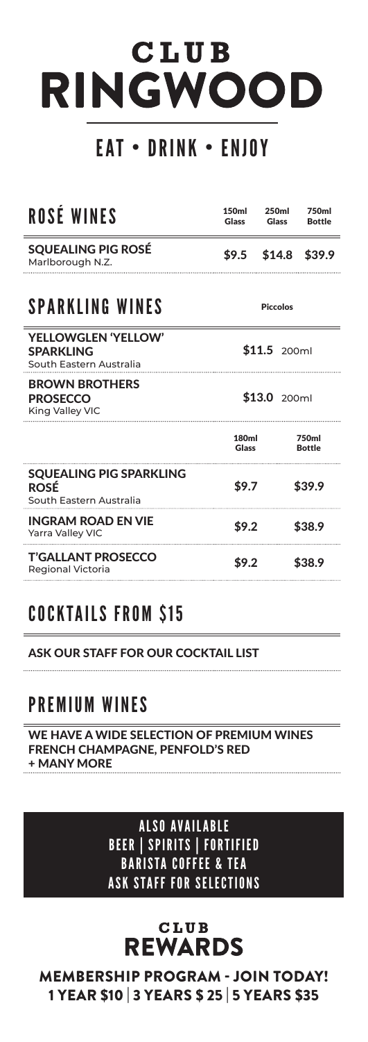# CLUB RINGWOOD

## EAT • DRINK • ENJOY

## ROSÉ WINES

| | 150ml Glass | 250ml Glass | 750ml Bottle |
|---|---|---|---|
| **SQUEALING PIG ROSÉ**<br>Marlborough N.Z. | $9.5 | $14.8 | $39.9 |

## SPARKLING WINES

| | Piccolos |
|---|---|
| **YELLOWGLEN 'YELLOW' SPARKLING**<br>South Eastern Australia | $11.5 200ml |
| **BROWN BROTHERS PROSECCO**<br>King Valley VIC | $13.0 200ml |

| | 180ml Glass | 750ml Bottle |
|---|---|---|
| **SQUEALING PIG SPARKLING ROSÉ**<br>South Eastern Australia | $9.7 | $39.9 |
| **INGRAM ROAD EN VIE**<br>Yarra Valley VIC | $9.2 | $38.9 |
| **T'GALLANT PROSECCO**<br>Regional Victoria | $9.2 | $38.9 |

## COCKTAILS FROM $15

**ASK OUR STAFF FOR OUR COCKTAIL LIST**

## PREMIUM WINES

**WE HAVE A WIDE SELECTION OF PREMIUM WINES FRENCH CHAMPAGNE, PENFOLD'S RED + MANY MORE**

**ALSO AVAILABLE**
**BEER | SPIRITS | FORTIFIED**
**BARISTA COFFEE & TEA**
**ASK STAFF FOR SELECTIONS**

## CLUB REWARDS

**MEMBERSHIP PROGRAM - JOIN TODAY!**
**1 YEAR $10 | 3 YEARS $ 25 | 5 YEARS $35**